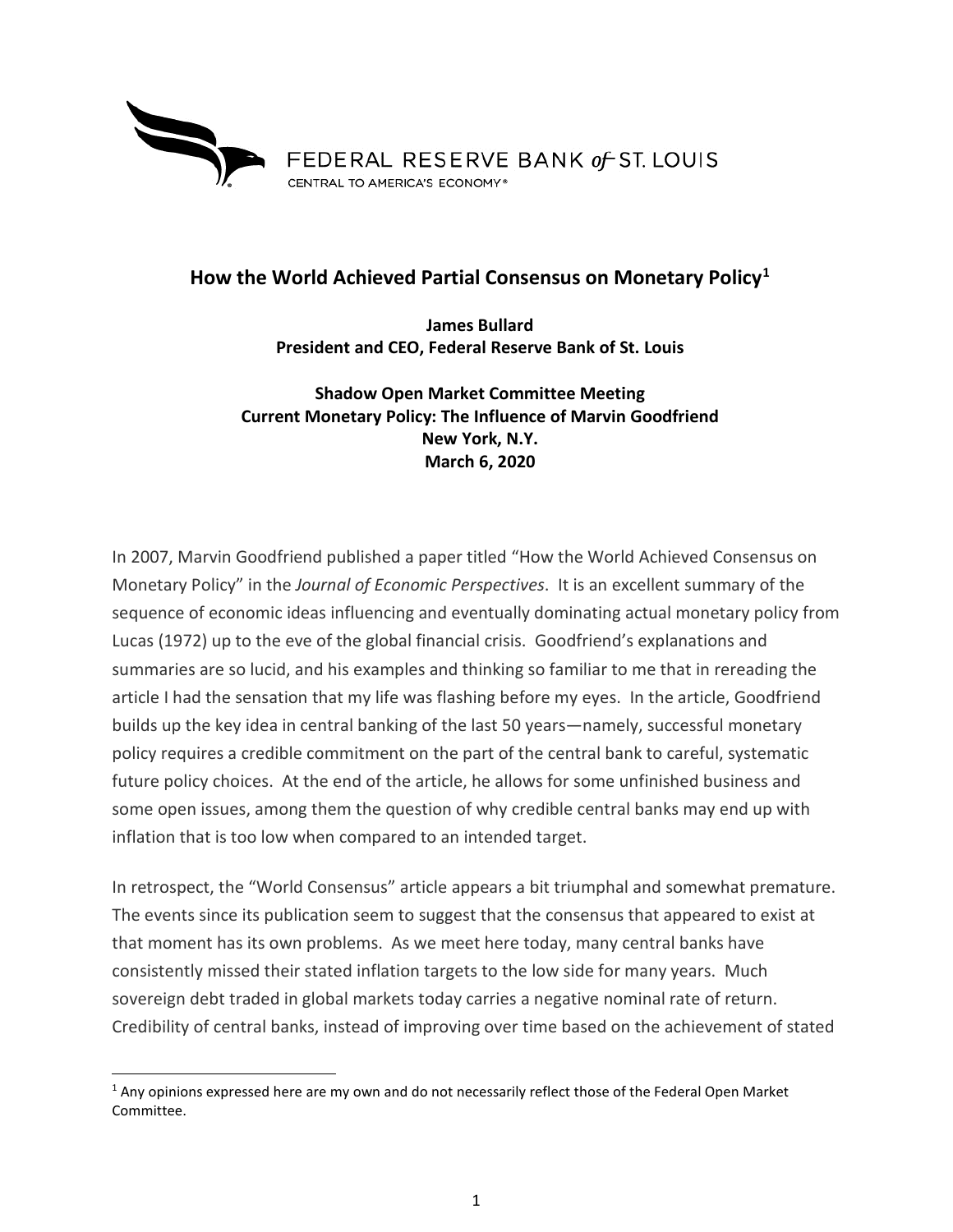FEDERAL RESERVE BANK *of* ST. LOUIS
CENTRAL TO AMERICA'S ECONOMY®

# How the World Achieved Partial Consensus on Monetary Policy[1]

**James Bullard**
**President and CEO, Federal Reserve Bank of St. Louis**

**Shadow Open Market Committee Meeting**
**Current Monetary Policy: The Influence of Marvin Goodfriend**
**New York, N.Y.**
**March 6, 2020**

In 2007, Marvin Goodfriend published a paper titled "How the World Achieved Consensus on Monetary Policy" in the *Journal of Economic Perspectives*. It is an excellent summary of the sequence of economic ideas influencing and eventually dominating actual monetary policy from Lucas (1972) up to the eve of the global financial crisis. Goodfriend's explanations and summaries are so lucid, and his examples and thinking so familiar to me that in rereading the article I had the sensation that my life was flashing before my eyes. In the article, Goodfriend builds up the key idea in central banking of the last 50 years—namely, successful monetary policy requires a credible commitment on the part of the central bank to careful, systematic future policy choices. At the end of the article, he allows for some unfinished business and some open issues, among them the question of why credible central banks may end up with inflation that is too low when compared to an intended target.

In retrospect, the "World Consensus" article appears a bit triumphal and somewhat premature. The events since its publication seem to suggest that the consensus that appeared to exist at that moment has its own problems. As we meet here today, many central banks have consistently missed their stated inflation targets to the low side for many years. Much sovereign debt traded in global markets today carries a negative nominal rate of return. Credibility of central banks, instead of improving over time based on the achievement of stated

[1] Any opinions expressed here are my own and do not necessarily reflect those of the Federal Open Market Committee.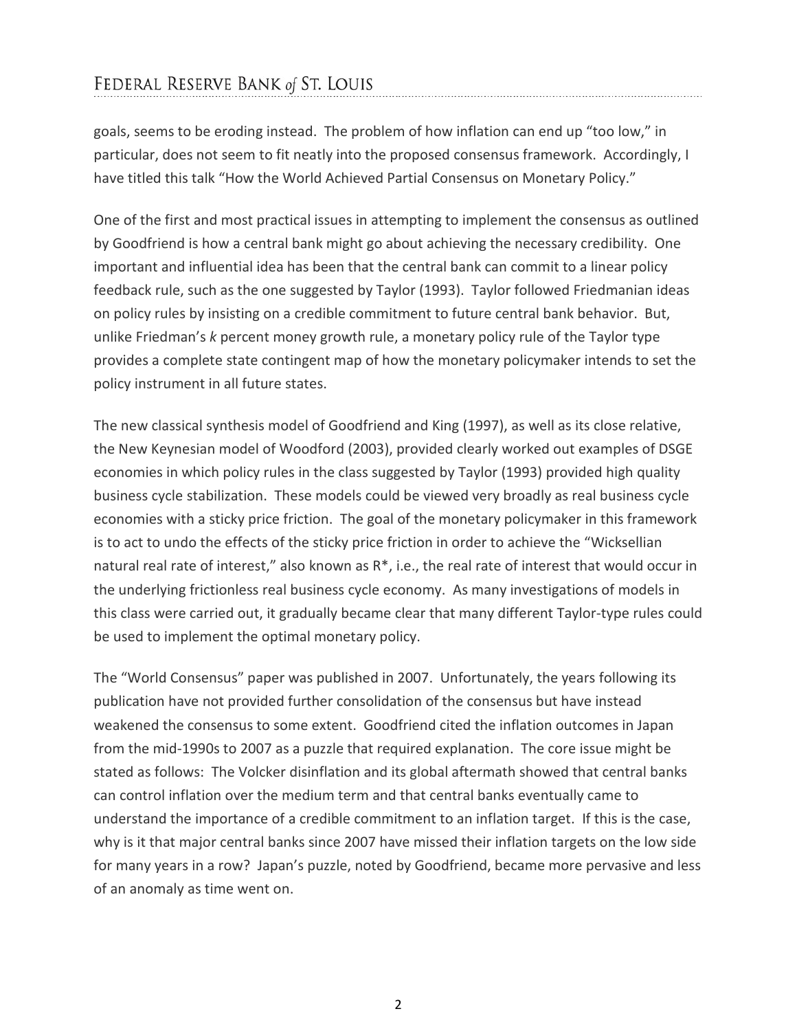goals, seems to be eroding instead. The problem of how inflation can end up "too low," in particular, does not seem to fit neatly into the proposed consensus framework. Accordingly, I have titled this talk "How the World Achieved Partial Consensus on Monetary Policy."

One of the first and most practical issues in attempting to implement the consensus as outlined by Goodfriend is how a central bank might go about achieving the necessary credibility. One important and influential idea has been that the central bank can commit to a linear policy feedback rule, such as the one suggested by Taylor (1993). Taylor followed Friedmanian ideas on policy rules by insisting on a credible commitment to future central bank behavior. But, unlike Friedman's *k* percent money growth rule, a monetary policy rule of the Taylor type provides a complete state contingent map of how the monetary policymaker intends to set the policy instrument in all future states.

The new classical synthesis model of Goodfriend and King (1997), as well as its close relative, the New Keynesian model of Woodford (2003), provided clearly worked out examples of DSGE economies in which policy rules in the class suggested by Taylor (1993) provided high quality business cycle stabilization. These models could be viewed very broadly as real business cycle economies with a sticky price friction. The goal of the monetary policymaker in this framework is to act to undo the effects of the sticky price friction in order to achieve the "Wicksellian natural real rate of interest," also known as $R^*$, i.e., the real rate of interest that would occur in the underlying frictionless real business cycle economy. As many investigations of models in this class were carried out, it gradually became clear that many different Taylor-type rules could be used to implement the optimal monetary policy.

The "World Consensus" paper was published in 2007. Unfortunately, the years following its publication have not provided further consolidation of the consensus but have instead weakened the consensus to some extent. Goodfriend cited the inflation outcomes in Japan from the mid-1990s to 2007 as a puzzle that required explanation. The core issue might be stated as follows: The Volcker disinflation and its global aftermath showed that central banks can control inflation over the medium term and that central banks eventually came to understand the importance of a credible commitment to an inflation target. If this is the case, why is it that major central banks since 2007 have missed their inflation targets on the low side for many years in a row? Japan's puzzle, noted by Goodfriend, became more pervasive and less of an anomaly as time went on.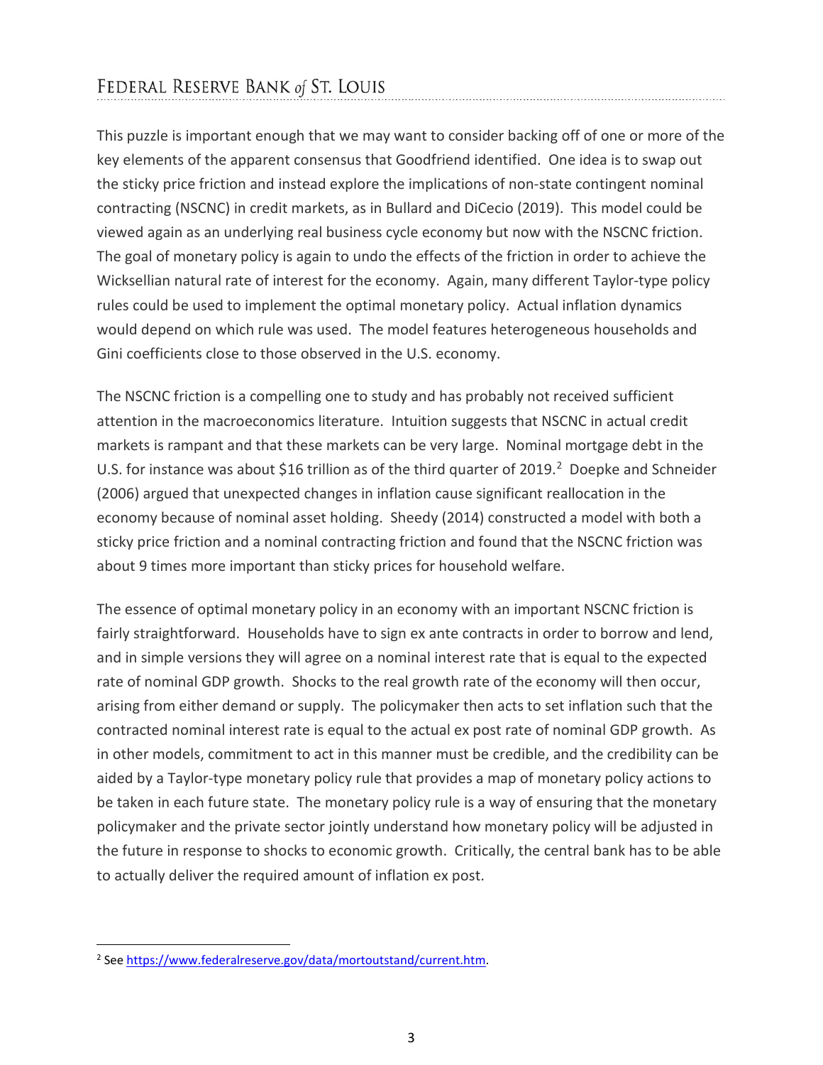This puzzle is important enough that we may want to consider backing off of one or more of the key elements of the apparent consensus that Goodfriend identified. One idea is to swap out the sticky price friction and instead explore the implications of non-state contingent nominal contracting (NSCNC) in credit markets, as in Bullard and DiCecio (2019). This model could be viewed again as an underlying real business cycle economy but now with the NSCNC friction. The goal of monetary policy is again to undo the effects of the friction in order to achieve the Wicksellian natural rate of interest for the economy. Again, many different Taylor-type policy rules could be used to implement the optimal monetary policy. Actual inflation dynamics would depend on which rule was used. The model features heterogeneous households and Gini coefficients close to those observed in the U.S. economy.

The NSCNC friction is a compelling one to study and has probably not received sufficient attention in the macroeconomics literature. Intuition suggests that NSCNC in actual credit markets is rampant and that these markets can be very large. Nominal mortgage debt in the U.S. for instance was about $16 trillion as of the third quarter of 2019.[2] Doepke and Schneider (2006) argued that unexpected changes in inflation cause significant reallocation in the economy because of nominal asset holding. Sheedy (2014) constructed a model with both a sticky price friction and a nominal contracting friction and found that the NSCNC friction was about 9 times more important than sticky prices for household welfare.

The essence of optimal monetary policy in an economy with an important NSCNC friction is fairly straightforward. Households have to sign ex ante contracts in order to borrow and lend, and in simple versions they will agree on a nominal interest rate that is equal to the expected rate of nominal GDP growth. Shocks to the real growth rate of the economy will then occur, arising from either demand or supply. The policymaker then acts to set inflation such that the contracted nominal interest rate is equal to the actual ex post rate of nominal GDP growth. As in other models, commitment to act in this manner must be credible, and the credibility can be aided by a Taylor-type monetary policy rule that provides a map of monetary policy actions to be taken in each future state. The monetary policy rule is a way of ensuring that the monetary policymaker and the private sector jointly understand how monetary policy will be adjusted in the future in response to shocks to economic growth. Critically, the central bank has to be able to actually deliver the required amount of inflation ex post.

[2] See https://www.federalreserve.gov/data/mortoutstand/current.htm.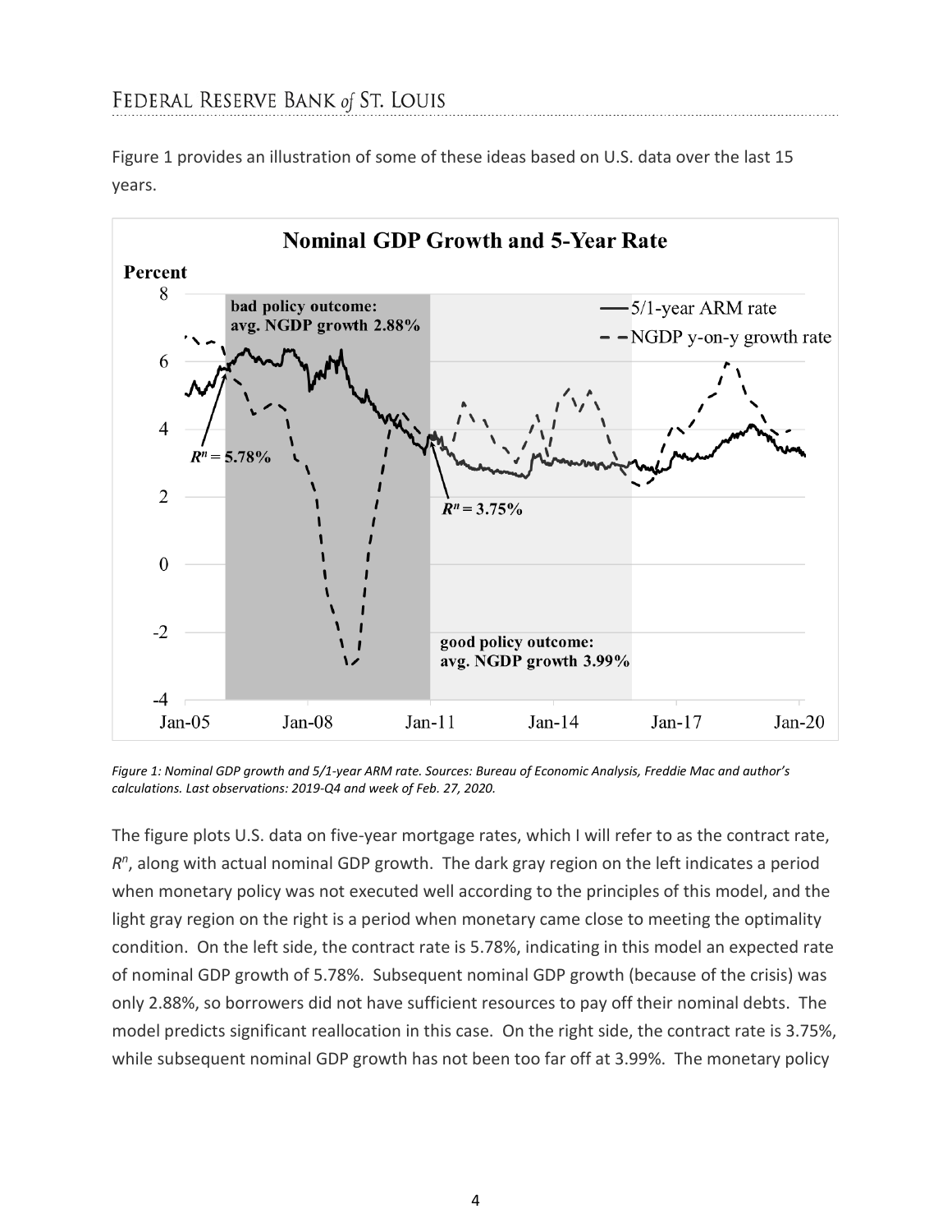Figure 1 provides an illustration of some of these ideas based on U.S. data over the last 15 years.

*Figure 1: Nominal GDP growth and 5/1-year ARM rate. Sources: Bureau of Economic Analysis, Freddie Mac and author's calculations. Last observations: 2019-Q4 and week of Feb. 27, 2020.*

The figure plots U.S. data on five-year mortgage rates, which I will refer to as the contract rate, $R^n$, along with actual nominal GDP growth. The dark gray region on the left indicates a period when monetary policy was not executed well according to the principles of this model, and the light gray region on the right is a period when monetary came close to meeting the optimality condition. On the left side, the contract rate is 5.78%, indicating in this model an expected rate of nominal GDP growth of 5.78%. Subsequent nominal GDP growth (because of the crisis) was only 2.88%, so borrowers did not have sufficient resources to pay off their nominal debts. The model predicts significant reallocation in this case. On the right side, the contract rate is 3.75%, while subsequent nominal GDP growth has not been too far off at 3.99%. The monetary policy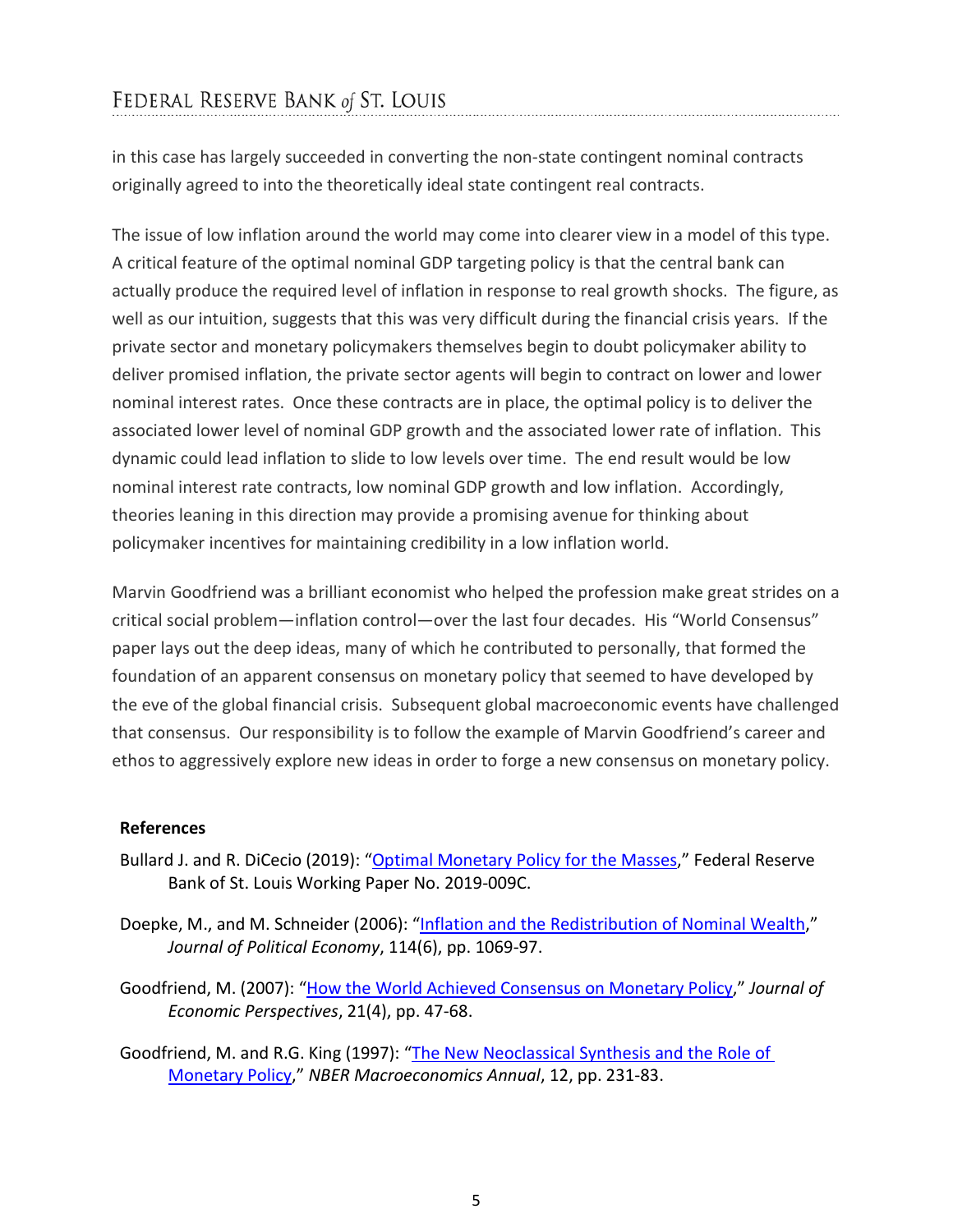in this case has largely succeeded in converting the non-state contingent nominal contracts originally agreed to into the theoretically ideal state contingent real contracts.

The issue of low inflation around the world may come into clearer view in a model of this type. A critical feature of the optimal nominal GDP targeting policy is that the central bank can actually produce the required level of inflation in response to real growth shocks. The figure, as well as our intuition, suggests that this was very difficult during the financial crisis years. If the private sector and monetary policymakers themselves begin to doubt policymaker ability to deliver promised inflation, the private sector agents will begin to contract on lower and lower nominal interest rates. Once these contracts are in place, the optimal policy is to deliver the associated lower level of nominal GDP growth and the associated lower rate of inflation. This dynamic could lead inflation to slide to low levels over time. The end result would be low nominal interest rate contracts, low nominal GDP growth and low inflation. Accordingly, theories leaning in this direction may provide a promising avenue for thinking about policymaker incentives for maintaining credibility in a low inflation world.

Marvin Goodfriend was a brilliant economist who helped the profession make great strides on a critical social problem—inflation control—over the last four decades. His "World Consensus" paper lays out the deep ideas, many of which he contributed to personally, that formed the foundation of an apparent consensus on monetary policy that seemed to have developed by the eve of the global financial crisis. Subsequent global macroeconomic events have challenged that consensus. Our responsibility is to follow the example of Marvin Goodfriend's career and ethos to aggressively explore new ideas in order to forge a new consensus on monetary policy.

**References**

Bullard J. and R. DiCecio (2019): "Optimal Monetary Policy for the Masses," Federal Reserve Bank of St. Louis Working Paper No. 2019-009C.

Doepke, M., and M. Schneider (2006): "Inflation and the Redistribution of Nominal Wealth," *Journal of Political Economy*, 114(6), pp. 1069-97.

Goodfriend, M. (2007): "How the World Achieved Consensus on Monetary Policy," *Journal of Economic Perspectives*, 21(4), pp. 47-68.

Goodfriend, M. and R.G. King (1997): "The New Neoclassical Synthesis and the Role of Monetary Policy," *NBER Macroeconomics Annual*, 12, pp. 231-83.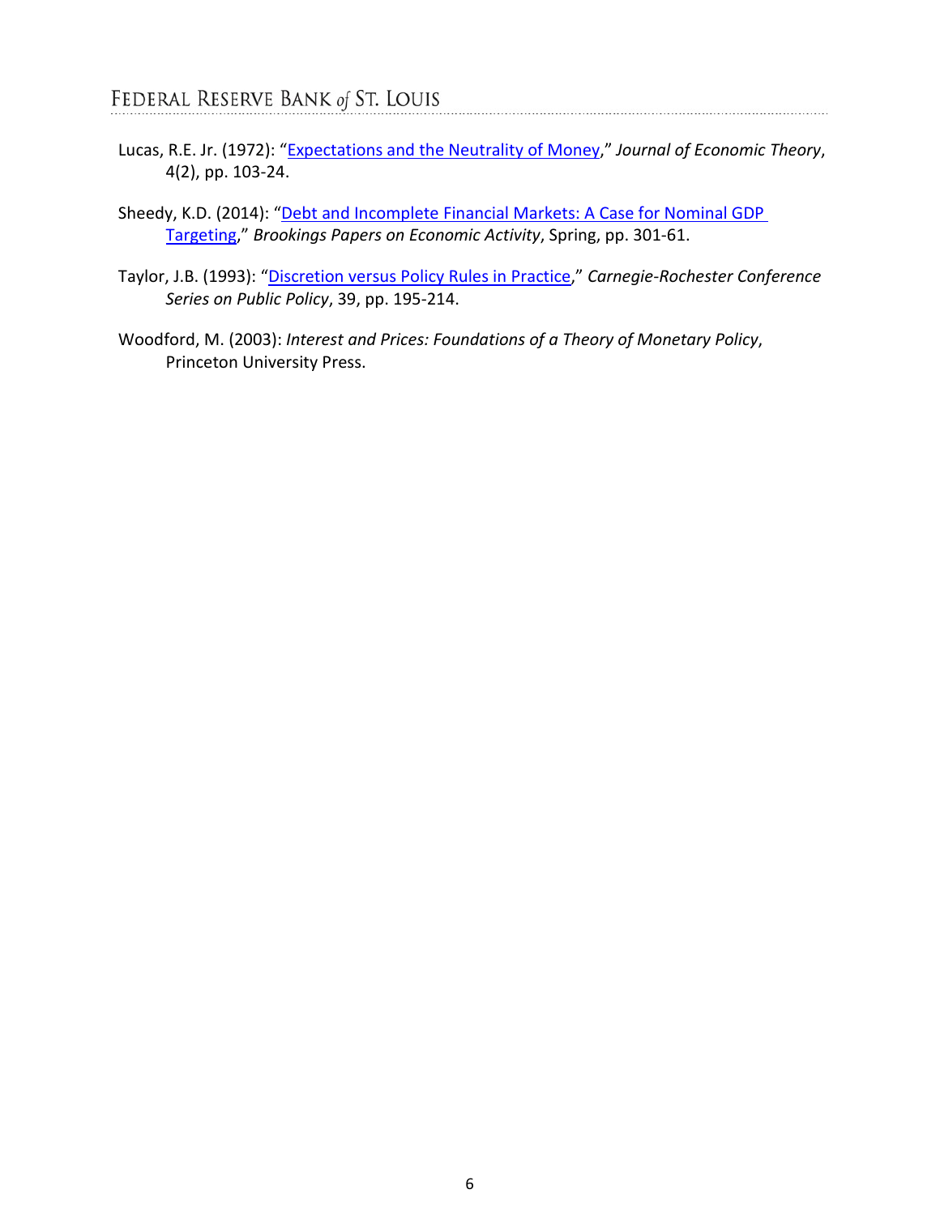Lucas, R.E. Jr. (1972): "Expectations and the Neutrality of Money," *Journal of Economic Theory*, 4(2), pp. 103-24.

Sheedy, K.D. (2014): "Debt and Incomplete Financial Markets: A Case for Nominal GDP Targeting," *Brookings Papers on Economic Activity*, Spring, pp. 301-61.

Taylor, J.B. (1993): "Discretion versus Policy Rules in Practice," *Carnegie-Rochester Conference Series on Public Policy*, 39, pp. 195-214.

Woodford, M. (2003): *Interest and Prices: Foundations of a Theory of Monetary Policy*, Princeton University Press.